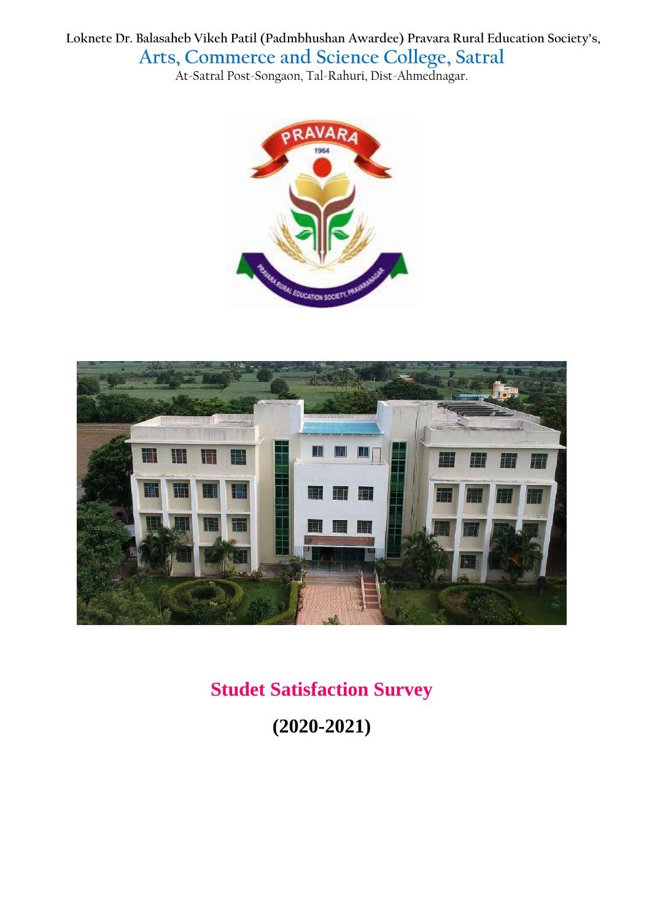Loknete Dr. Balasaheb Vikeh Patil (Padmbhushan Awardee) Pravara Rural Education Society's,

# Arts, Commerce and Science College, Satral

At-Satral Post-Songaon, Tal-Rahuri, Dist-Ahmednagar.

## Studet Satisfaction Survey

## (2020-2021)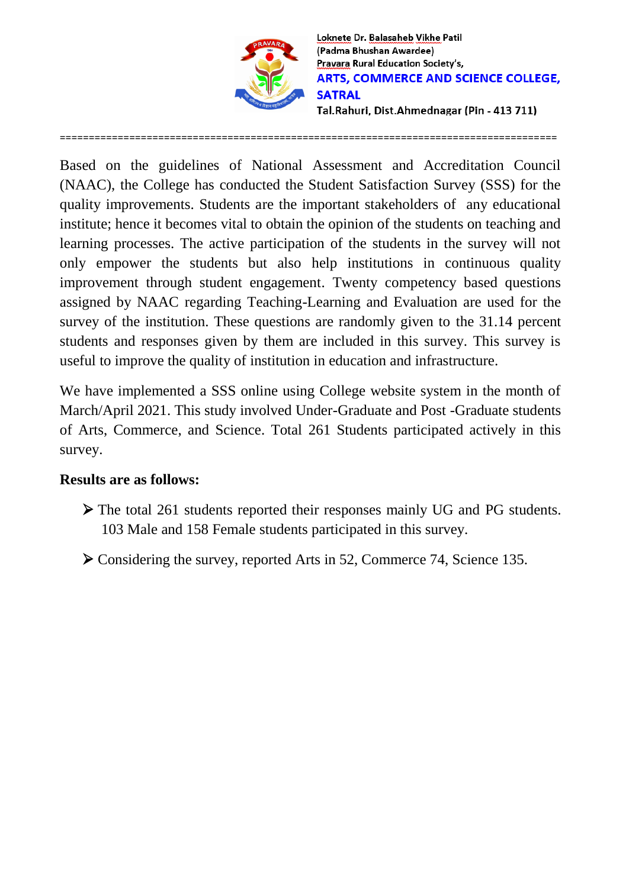Loknete Dr. Balasaheb Vikhe Patil
(Padma Bhushan Awardee)
Pravara Rural Education Society's,
**ARTS, COMMERCE AND SCIENCE COLLEGE, SATRAL**
Tal.Rahuri, Dist.Ahmednagar (Pin - 413 711)

---

Based on the guidelines of National Assessment and Accreditation Council (NAAC), the College has conducted the Student Satisfaction Survey (SSS) for the quality improvements. Students are the important stakeholders of any educational institute; hence it becomes vital to obtain the opinion of the students on teaching and learning processes. The active participation of the students in the survey will not only empower the students but also help institutions in continuous quality improvement through student engagement. Twenty competency based questions assigned by NAAC regarding Teaching-Learning and Evaluation are used for the survey of the institution. These questions are randomly given to the 31.14 percent students and responses given by them are included in this survey. This survey is useful to improve the quality of institution in education and infrastructure.

We have implemented a SSS online using College website system in the month of March/April 2021. This study involved Under-Graduate and Post -Graduate students of Arts, Commerce, and Science. Total 261 Students participated actively in this survey.

**Results are as follows:**

- The total 261 students reported their responses mainly UG and PG students. 103 Male and 158 Female students participated in this survey.
- Considering the survey, reported Arts in 52, Commerce 74, Science 135.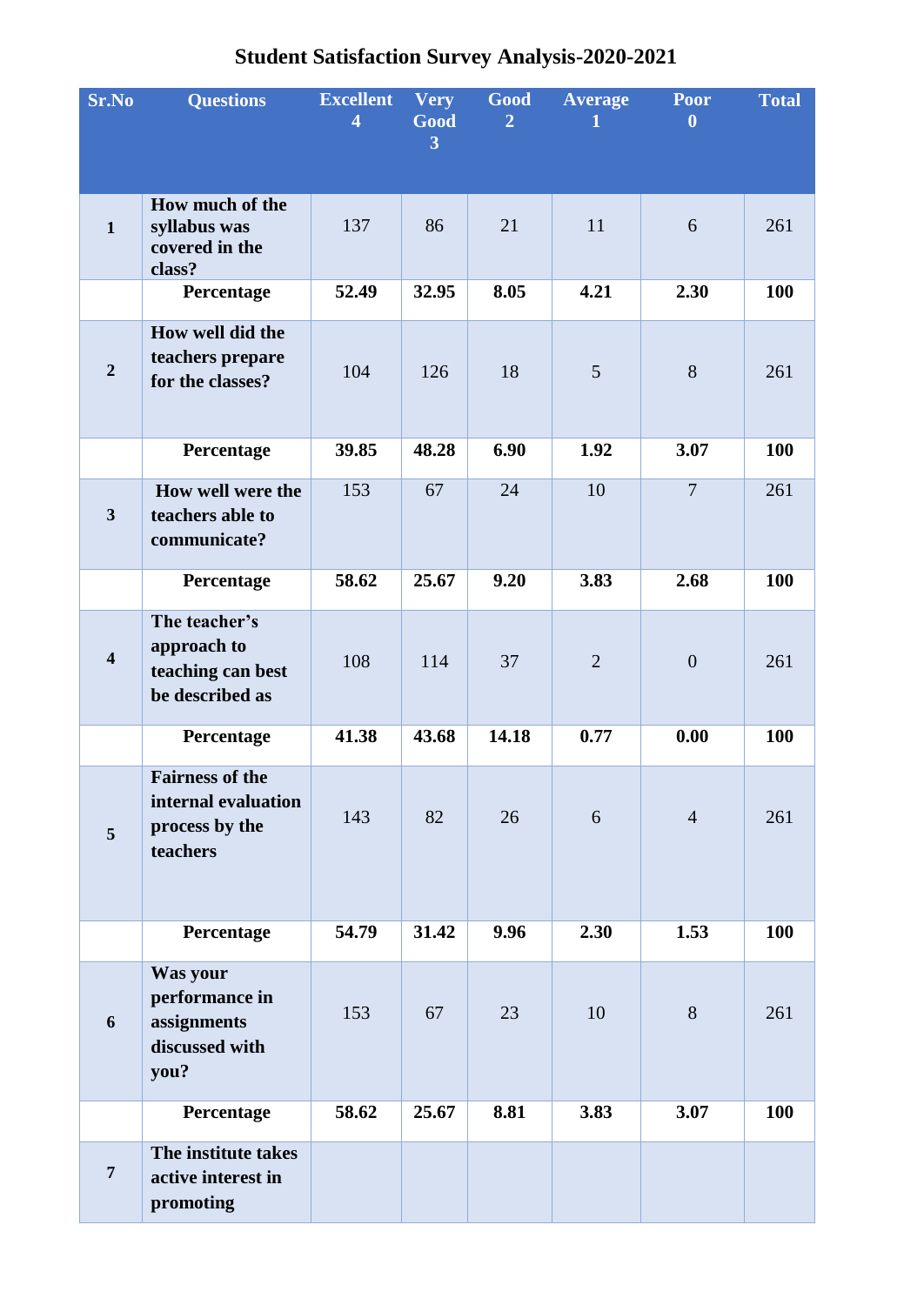# Student Satisfaction Survey Analysis-2020-2021

| Sr.No | Questions | Excellent 4 | Very Good 3 | Good 2 | Average 1 | Poor 0 | Total |
|---|---|---|---|---|---|---|---|
| **1** | **How much of the syllabus was covered in the class?** | 137 | 86 | 21 | 11 | 6 | 261 |
| | **Percentage** | **52.49** | **32.95** | **8.05** | **4.21** | **2.30** | **100** |
| **2** | **How well did the teachers prepare for the classes?** | 104 | 126 | 18 | 5 | 8 | 261 |
| | **Percentage** | **39.85** | **48.28** | **6.90** | **1.92** | **3.07** | **100** |
| **3** | **How well were the teachers able to communicate?** | 153 | 67 | 24 | 10 | 7 | 261 |
| | **Percentage** | **58.62** | **25.67** | **9.20** | **3.83** | **2.68** | **100** |
| **4** | **The teacher's approach to teaching can best be described as** | 108 | 114 | 37 | 2 | 0 | 261 |
| | **Percentage** | **41.38** | **43.68** | **14.18** | **0.77** | **0.00** | **100** |
| **5** | **Fairness of the internal evaluation process by the teachers** | 143 | 82 | 26 | 6 | 4 | 261 |
| | **Percentage** | **54.79** | **31.42** | **9.96** | **2.30** | **1.53** | **100** |
| **6** | **Was your performance in assignments discussed with you?** | 153 | 67 | 23 | 10 | 8 | 261 |
| | **Percentage** | **58.62** | **25.67** | **8.81** | **3.83** | **3.07** | **100** |
| **7** | **The institute takes active interest in promoting** | | | | | | |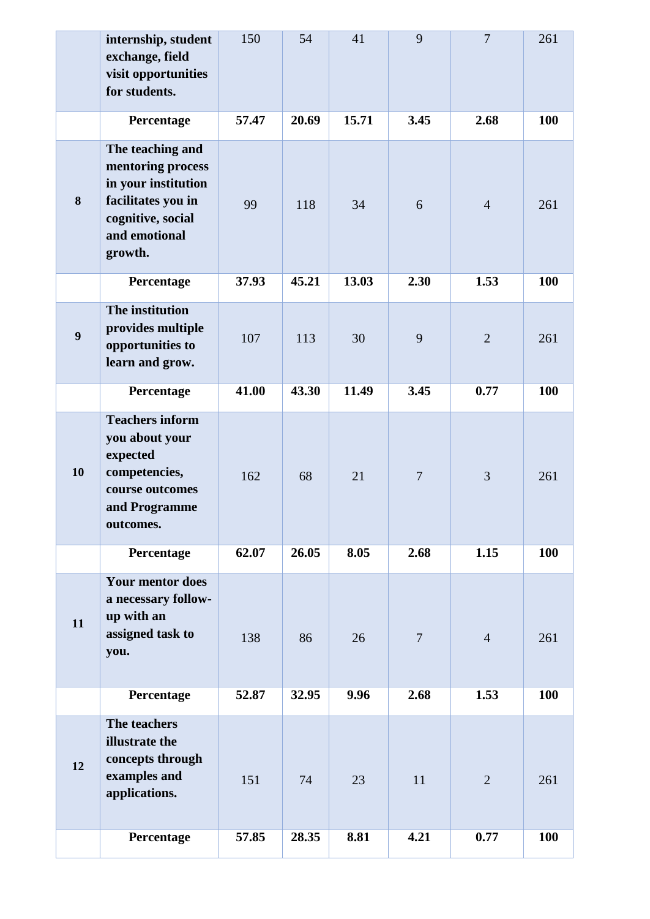| | | | | | | | |
|---|---|---|---|---|---|---|---|
| | **internship, student exchange, field visit opportunities for students.** | 150 | 54 | 41 | 9 | 7 | 261 |
| | **Percentage** | **57.47** | **20.69** | **15.71** | **3.45** | **2.68** | **100** |
| **8** | **The teaching and mentoring process in your institution facilitates you in cognitive, social and emotional growth.** | 99 | 118 | 34 | 6 | 4 | 261 |
| | **Percentage** | **37.93** | **45.21** | **13.03** | **2.30** | **1.53** | **100** |
| **9** | **The institution provides multiple opportunities to learn and grow.** | 107 | 113 | 30 | 9 | 2 | 261 |
| | **Percentage** | **41.00** | **43.30** | **11.49** | **3.45** | **0.77** | **100** |
| **10** | **Teachers inform you about your expected competencies, course outcomes and Programme outcomes.** | 162 | 68 | 21 | 7 | 3 | 261 |
| | **Percentage** | **62.07** | **26.05** | **8.05** | **2.68** | **1.15** | **100** |
| **11** | **Your mentor does a necessary follow-up with an assigned task to you.** | 138 | 86 | 26 | 7 | 4 | 261 |
| | **Percentage** | **52.87** | **32.95** | **9.96** | **2.68** | **1.53** | **100** |
| **12** | **The teachers illustrate the concepts through examples and applications.** | 151 | 74 | 23 | 11 | 2 | 261 |
| | **Percentage** | **57.85** | **28.35** | **8.81** | **4.21** | **0.77** | **100** |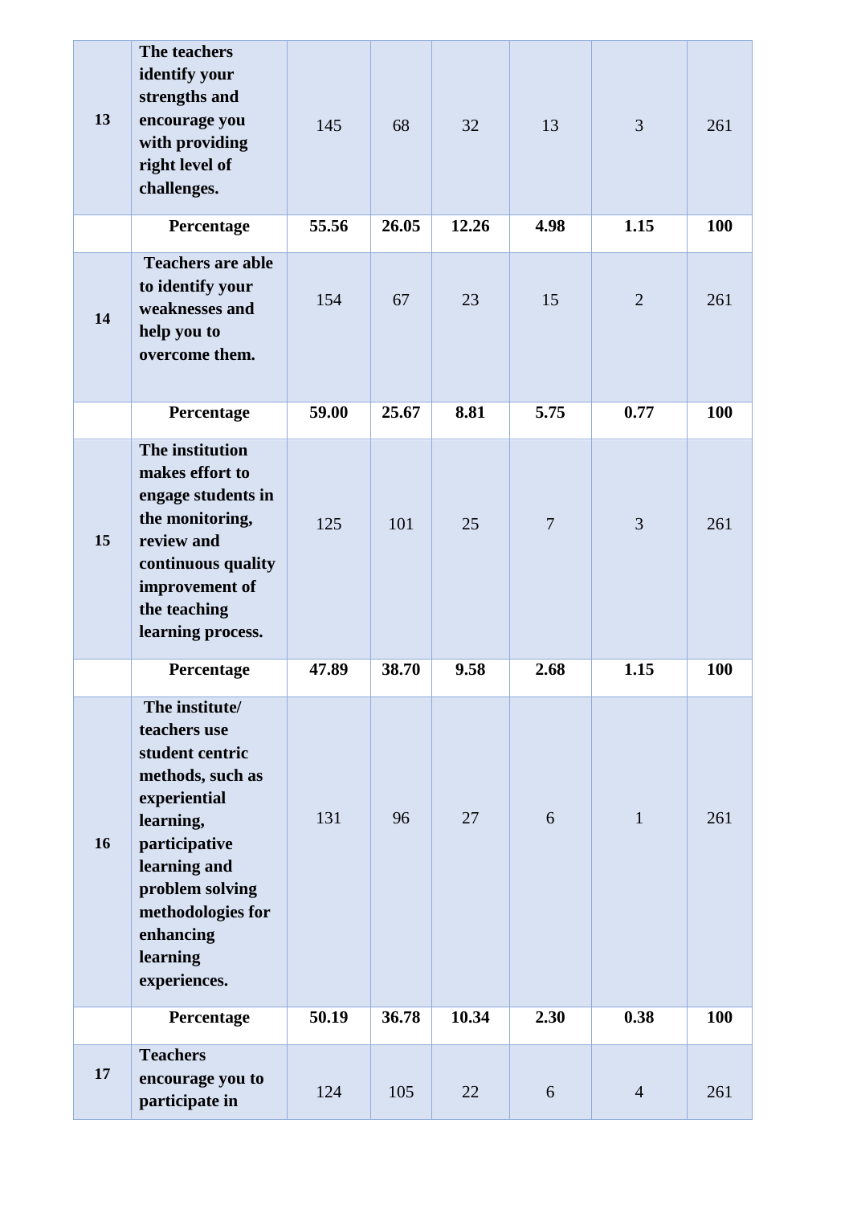| | | | | | | | |
|---|---|---|---|---|---|---|---|
| **13** | **The teachers identify your strengths and encourage you with providing right level of challenges.** | 145 | 68 | 32 | 13 | 3 | 261 |
| | **Percentage** | **55.56** | **26.05** | **12.26** | **4.98** | **1.15** | **100** |
| **14** | **Teachers are able to identify your weaknesses and help you to overcome them.** | 154 | 67 | 23 | 15 | 2 | 261 |
| | **Percentage** | **59.00** | **25.67** | **8.81** | **5.75** | **0.77** | **100** |
| **15** | **The institution makes effort to engage students in the monitoring, review and continuous quality improvement of the teaching learning process.** | 125 | 101 | 25 | 7 | 3 | 261 |
| | **Percentage** | **47.89** | **38.70** | **9.58** | **2.68** | **1.15** | **100** |
| **16** | **The institute/ teachers use student centric methods, such as experiential learning, participative learning and problem solving methodologies for enhancing learning experiences.** | 131 | 96 | 27 | 6 | 1 | 261 |
| | **Percentage** | **50.19** | **36.78** | **10.34** | **2.30** | **0.38** | **100** |
| **17** | **Teachers encourage you to participate in** | 124 | 105 | 22 | 6 | 4 | 261 |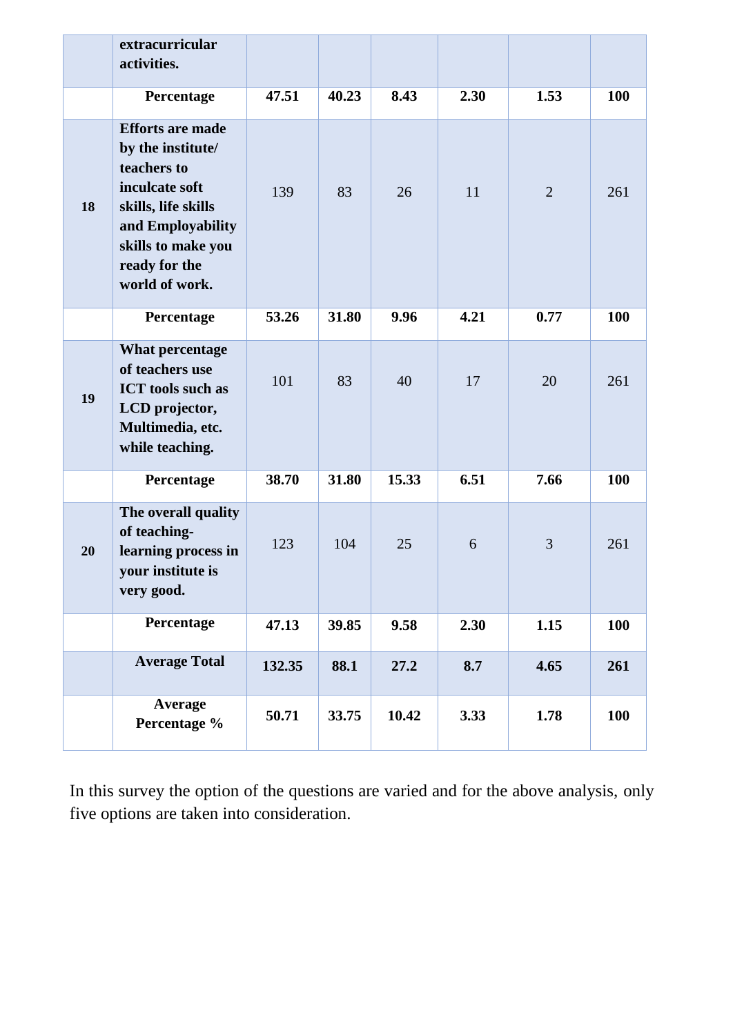|  | extracurricular activities. |  |  |  |  |  |  |
|---|---|---|---|---|---|---|---|
|  | **Percentage** | **47.51** | **40.23** | **8.43** | **2.30** | **1.53** | **100** |
| **18** | **Efforts are made by the institute/ teachers to inculcate soft skills, life skills and Employability skills to make you ready for the world of work.** | 139 | 83 | 26 | 11 | 2 | 261 |
|  | **Percentage** | **53.26** | **31.80** | **9.96** | **4.21** | **0.77** | **100** |
| **19** | **What percentage of teachers use ICT tools such as LCD projector, Multimedia, etc. while teaching.** | 101 | 83 | 40 | 17 | 20 | 261 |
|  | **Percentage** | **38.70** | **31.80** | **15.33** | **6.51** | **7.66** | **100** |
| **20** | **The overall quality of teaching-learning process in your institute is very good.** | 123 | 104 | 25 | 6 | 3 | 261 |
|  | **Percentage** | **47.13** | **39.85** | **9.58** | **2.30** | **1.15** | **100** |
|  | **Average Total** | **132.35** | **88.1** | **27.2** | **8.7** | **4.65** | **261** |
|  | **Average Percentage %** | **50.71** | **33.75** | **10.42** | **3.33** | **1.78** | **100** |

In this survey the option of the questions are varied and for the above analysis, only five options are taken into consideration.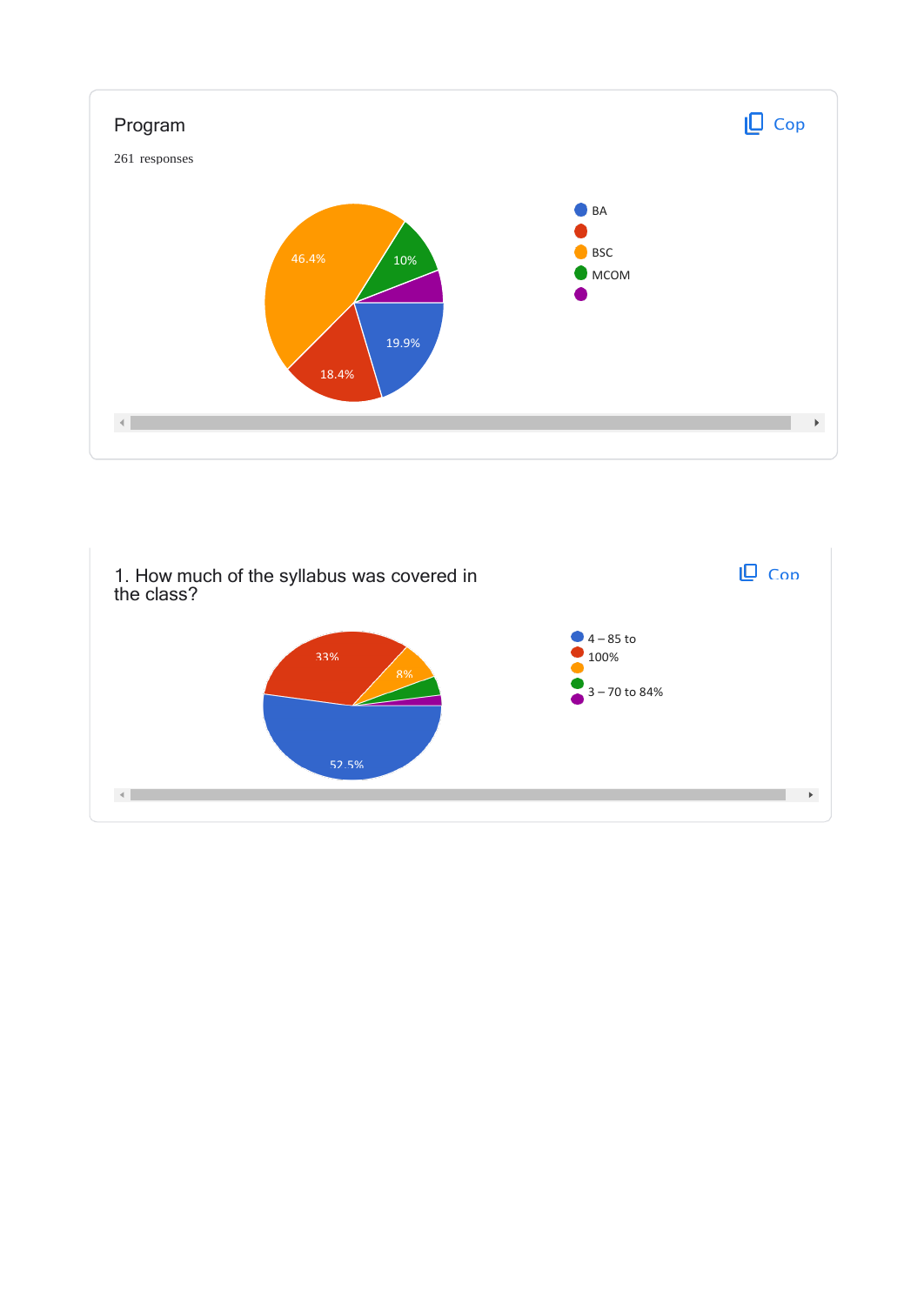Program

261 responses

- BA
- 
- BSC
- MCOM
- 

46.4%, 10%, 19.9%, 18.4%

1. How much of the syllabus was covered in the class?

- 4 – 85 to 100%
- 
- 3 – 70 to 84%
- 

33%, 8%, 52.5%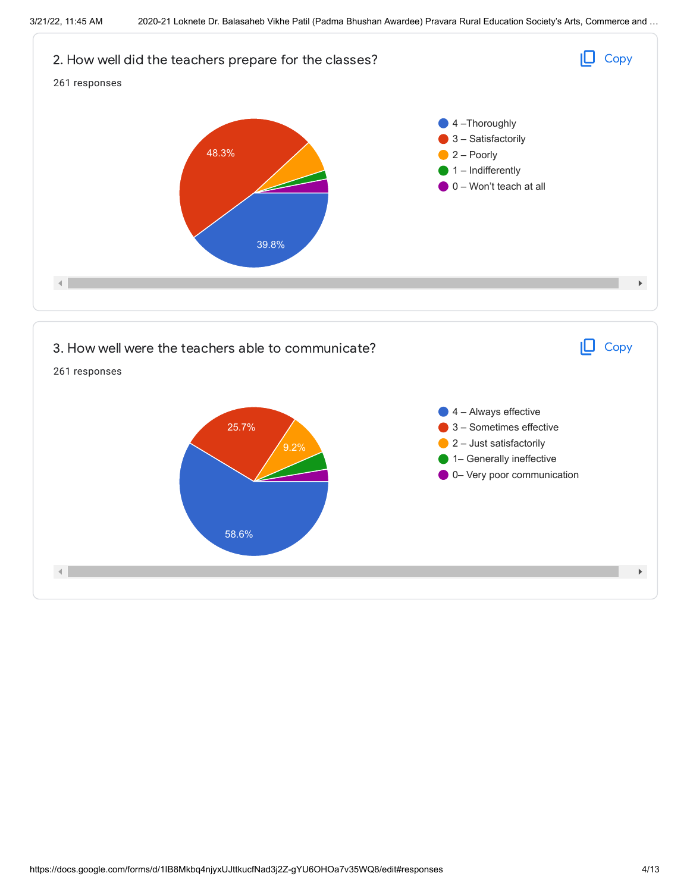## 2. How well did the teachers prepare for the classes?

261 responses

- 4 –Thoroughly: 39.8%
- 3 – Satisfactorily: 48.3%
- 2 – Poorly
- 1 – Indifferently
- 0 – Won't teach at all

## 3. How well were the teachers able to communicate?

261 responses

- 4 – Always effective: 58.6%
- 3 – Sometimes effective: 25.7%
- 2 – Just satisfactorily: 9.2%
- 1– Generally ineffective
- 0– Very poor communication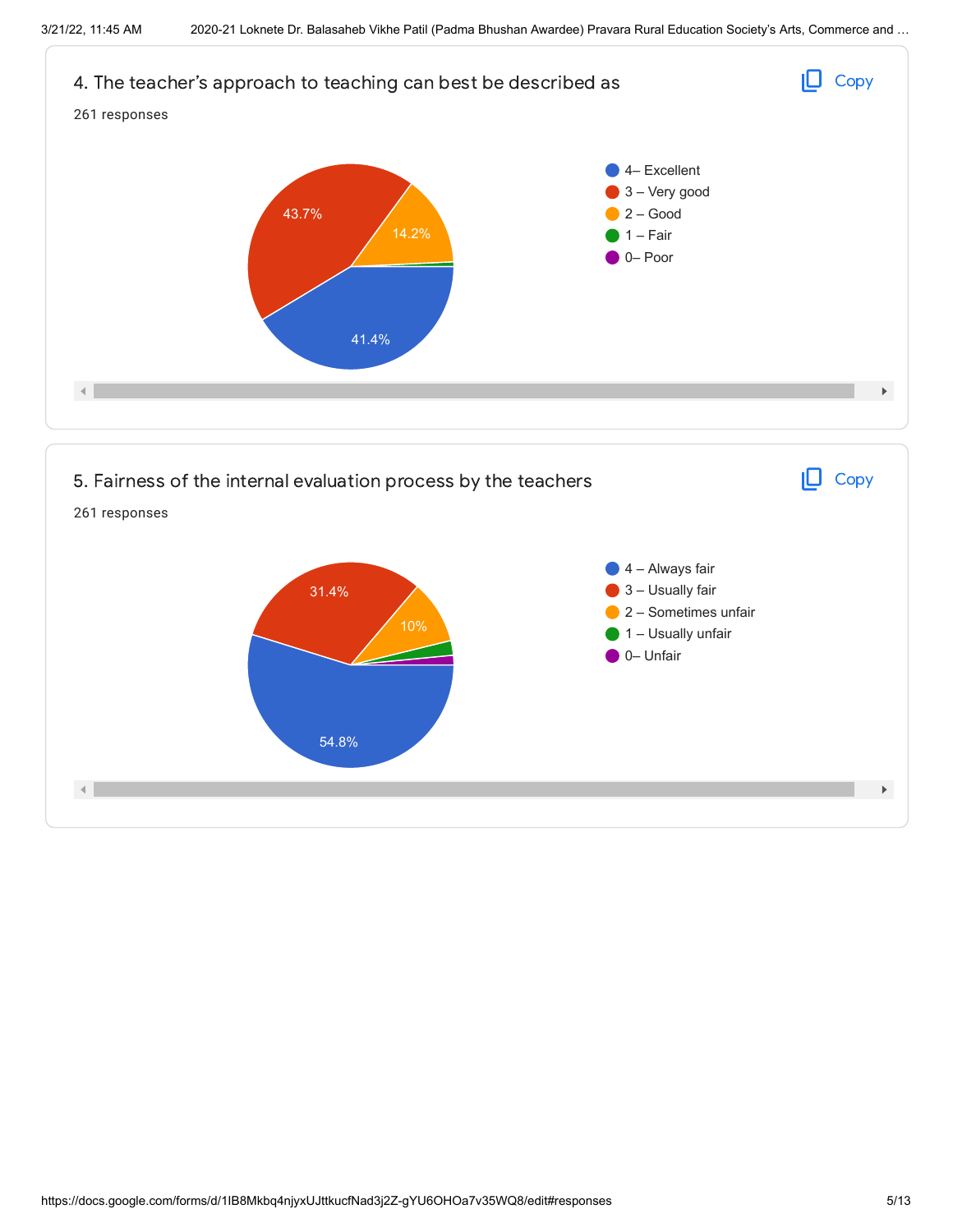## 4. The teacher's approach to teaching can best be described as

261 responses

- 4– Excellent: 41.4%
- 3 – Very good: 43.7%
- 2 – Good: 14.2%
- 1 – Fair
- 0– Poor

## 5. Fairness of the internal evaluation process by the teachers

261 responses

- 4 – Always fair: 54.8%
- 3 – Usually fair: 31.4%
- 2 – Sometimes unfair: 10%
- 1 – Usually unfair
- 0– Unfair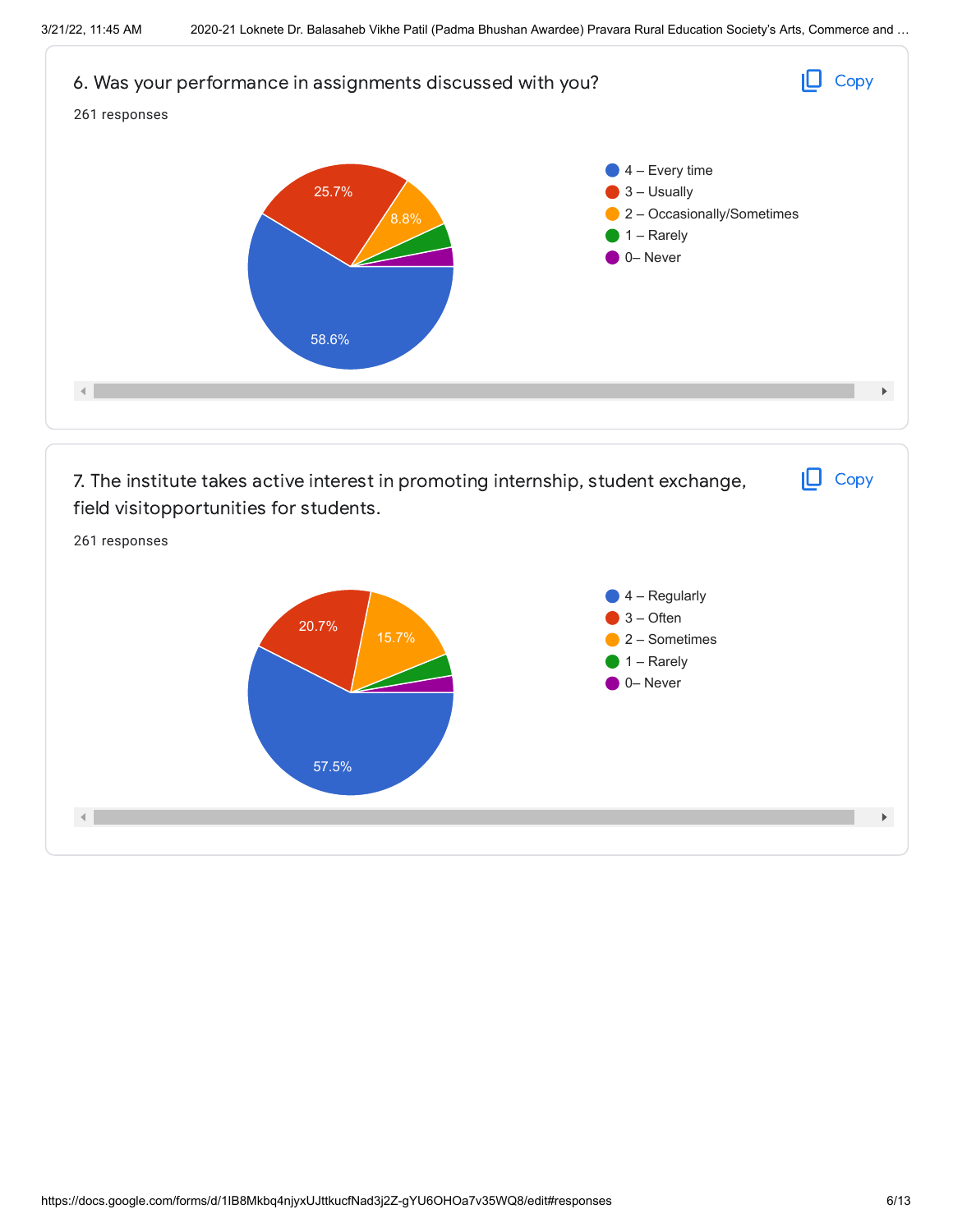6. Was your performance in assignments discussed with you?

261 responses

- 4 – Every time: 58.6%
- 3 – Usually: 25.7%
- 2 – Occasionally/Sometimes: 8.8%
- 1 – Rarely
- 0– Never

7. The institute takes active interest in promoting internship, student exchange, field visitopportunities for students.

261 responses

- 4 – Regularly: 57.5%
- 3 – Often: 20.7%
- 2 – Sometimes: 15.7%
- 1 – Rarely
- 0– Never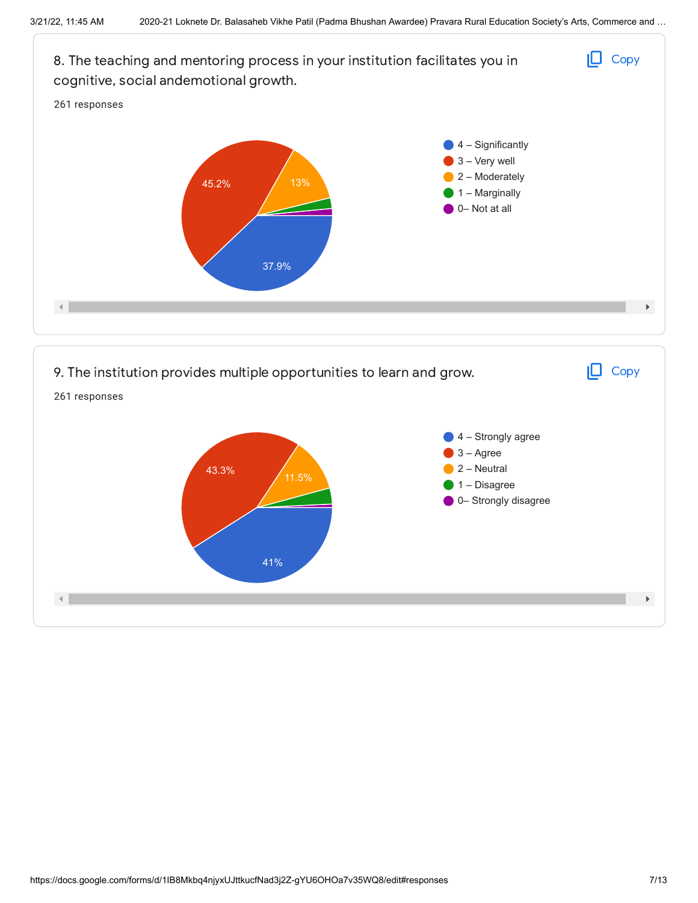8. The teaching and mentoring process in your institution facilitates you in cognitive, social andemotional growth.

261 responses

| Response | Percentage |
|---|---|
| 4 – Significantly | 37.9% |
| 3 – Very well | 45.2% |
| 2 – Moderately | 13% |
| 1 – Marginally | |
| 0– Not at all | |

9. The institution provides multiple opportunities to learn and grow.

261 responses

| Response | Percentage |
|---|---|
| 4 – Strongly agree | 41% |
| 3 – Agree | 43.3% |
| 2 – Neutral | 11.5% |
| 1 – Disagree | |
| 0– Strongly disagree | |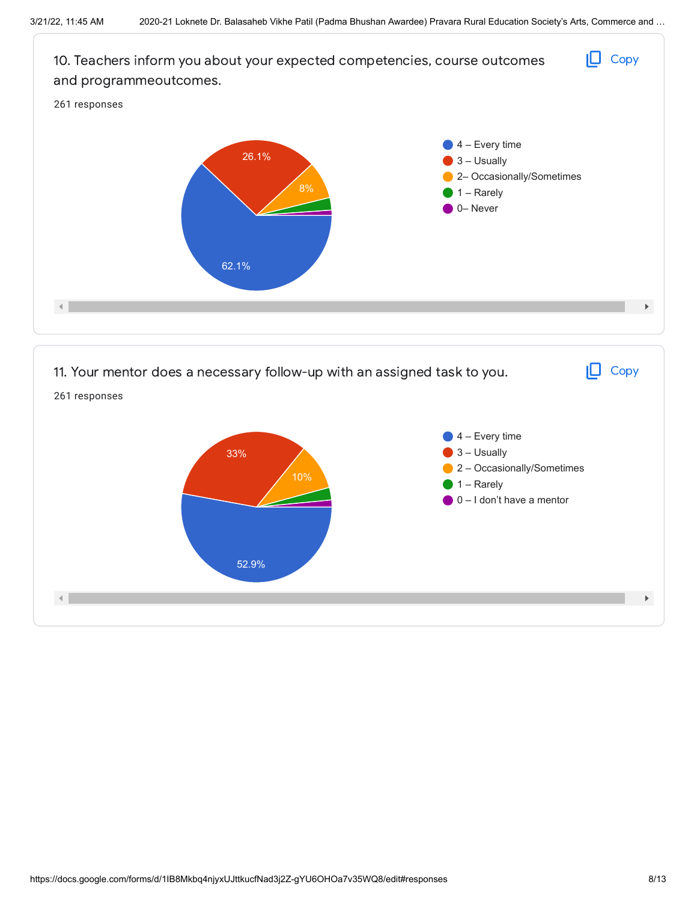10. Teachers inform you about your expected competencies, course outcomes and programmeoutcomes.

261 responses

- 4 – Every time: 62.1%
- 3 – Usually: 26.1%
- 2– Occasionally/Sometimes: 8%
- 1 – Rarely
- 0– Never

11. Your mentor does a necessary follow-up with an assigned task to you.

261 responses

- 4 – Every time: 52.9%
- 3 – Usually: 33%
- 2 – Occasionally/Sometimes: 10%
- 1 – Rarely
- 0 – I don't have a mentor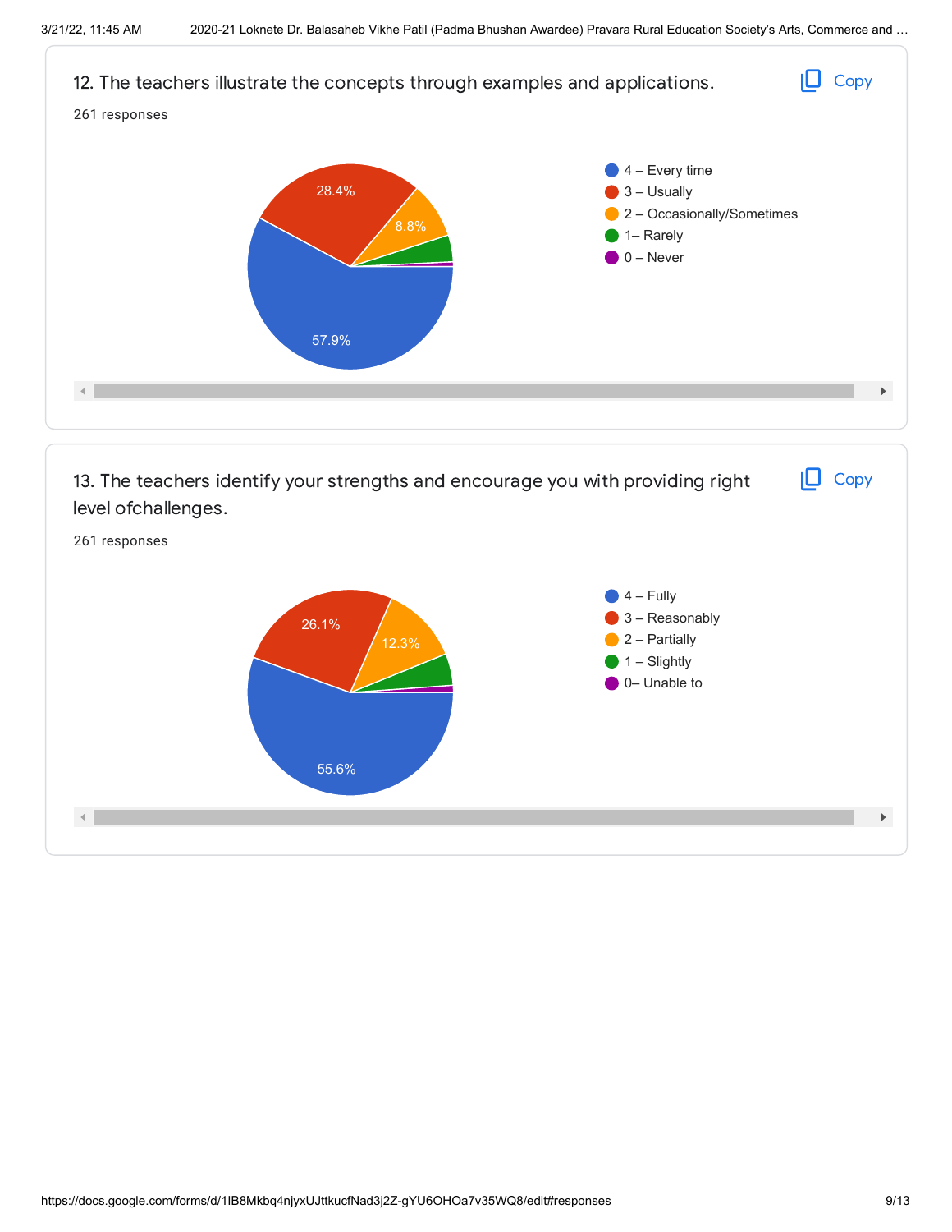12. The teachers illustrate the concepts through examples and applications.

261 responses

- 4 – Every time: 57.9%
- 3 – Usually: 28.4%
- 2 – Occasionally/Sometimes: 8.8%
- 1– Rarely
- 0 – Never

13. The teachers identify your strengths and encourage you with providing right level ofchallenges.

261 responses

- 4 – Fully: 55.6%
- 3 – Reasonably: 26.1%
- 2 – Partially: 12.3%
- 1 – Slightly
- 0– Unable to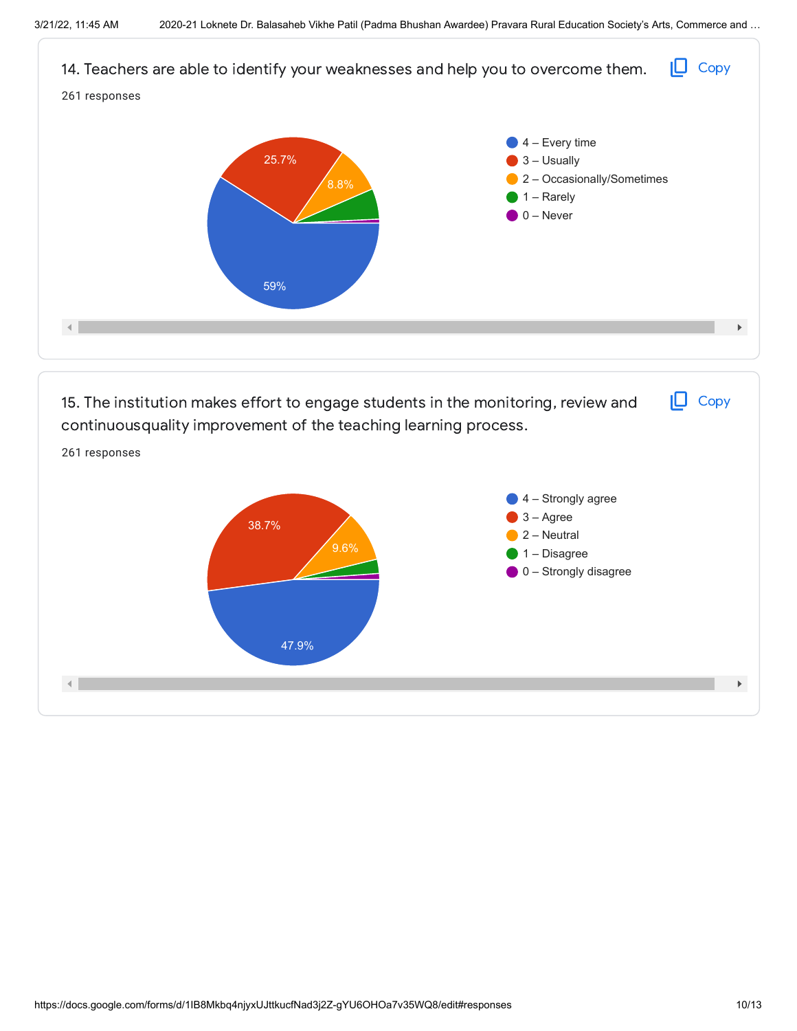14. Teachers are able to identify your weaknesses and help you to overcome them.

261 responses

- 4 – Every time: 59%
- 3 – Usually: 25.7%
- 2 – Occasionally/Sometimes: 8.8%
- 1 – Rarely
- 0 – Never

15. The institution makes effort to engage students in the monitoring, review and continuousquality improvement of the teaching learning process.

261 responses

- 4 – Strongly agree: 47.9%
- 3 – Agree: 38.7%
- 2 – Neutral: 9.6%
- 1 – Disagree
- 0 – Strongly disagree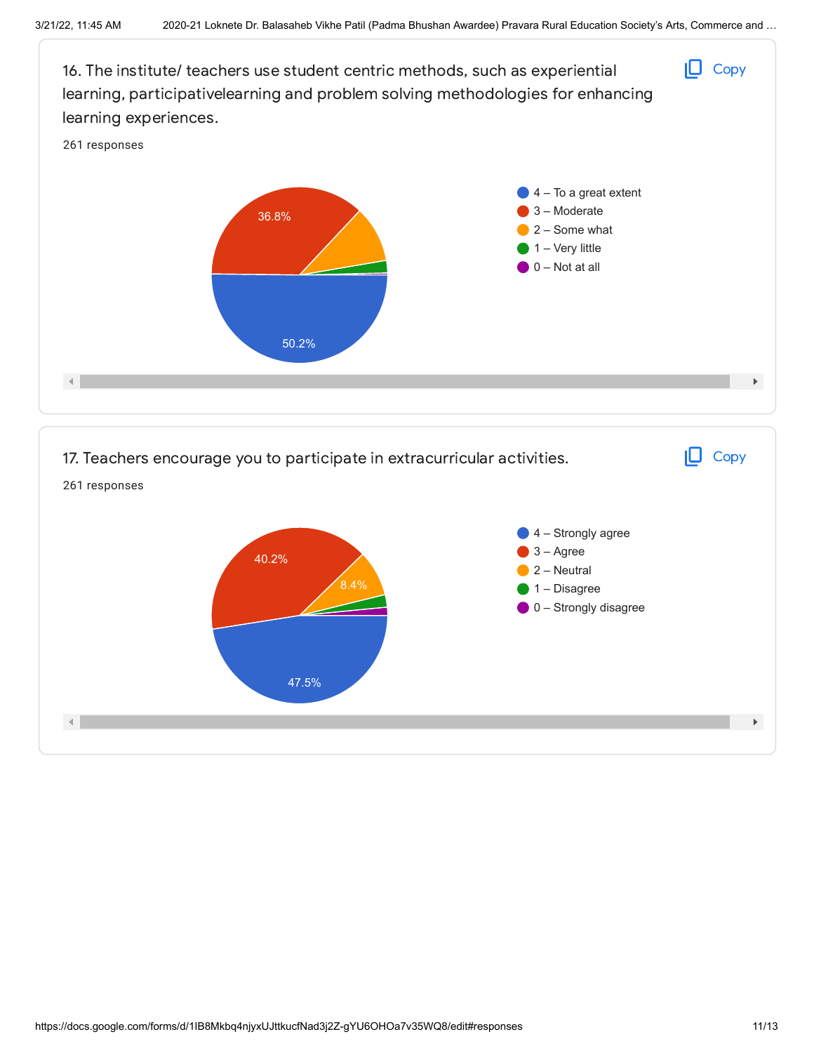16. The institute/ teachers use student centric methods, such as experiential learning, participativelearning and problem solving methodologies for enhancing learning experiences.

261 responses

- 4 – To a great extent: 50.2%
- 3 – Moderate: 36.8%
- 2 – Some what
- 1 – Very little
- 0 – Not at all

17. Teachers encourage you to participate in extracurricular activities.

261 responses

- 4 – Strongly agree: 47.5%
- 3 – Agree: 40.2%
- 2 – Neutral: 8.4%
- 1 – Disagree
- 0 – Strongly disagree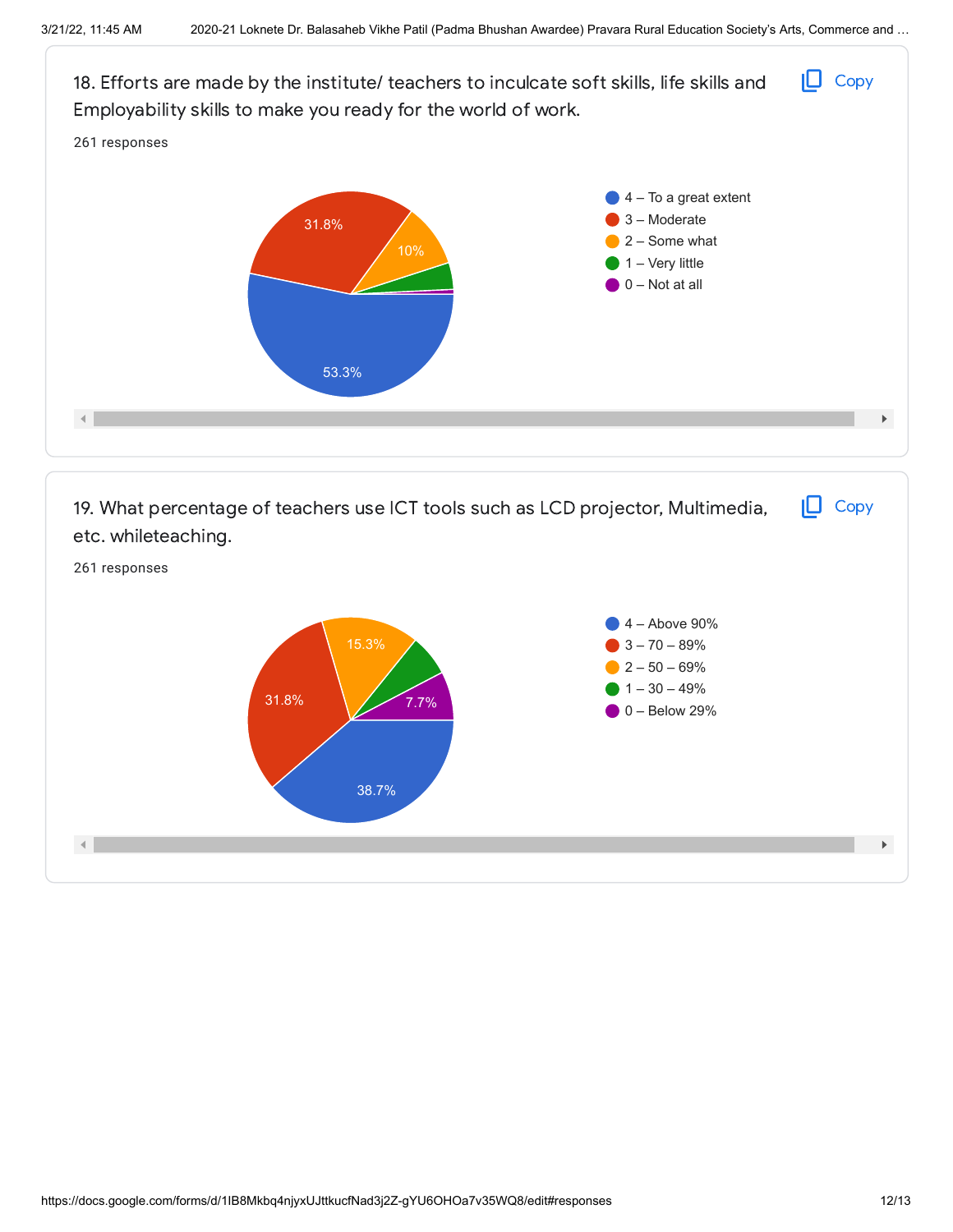18. Efforts are made by the institute/ teachers to inculcate soft skills, life skills and Employability skills to make you ready for the world of work.

261 responses

- 4 – To a great extent: 53.3%
- 3 – Moderate: 31.8%
- 2 – Some what: 10%
- 1 – Very little
- 0 – Not at all

19. What percentage of teachers use ICT tools such as LCD projector, Multimedia, etc. whileteaching.

261 responses

- 4 – Above 90%: 38.7%
- 3 – 70 – 89%: 31.8%
- 2 – 50 – 69%: 15.3%
- 1 – 30 – 49%
- 0 – Below 29%: 7.7%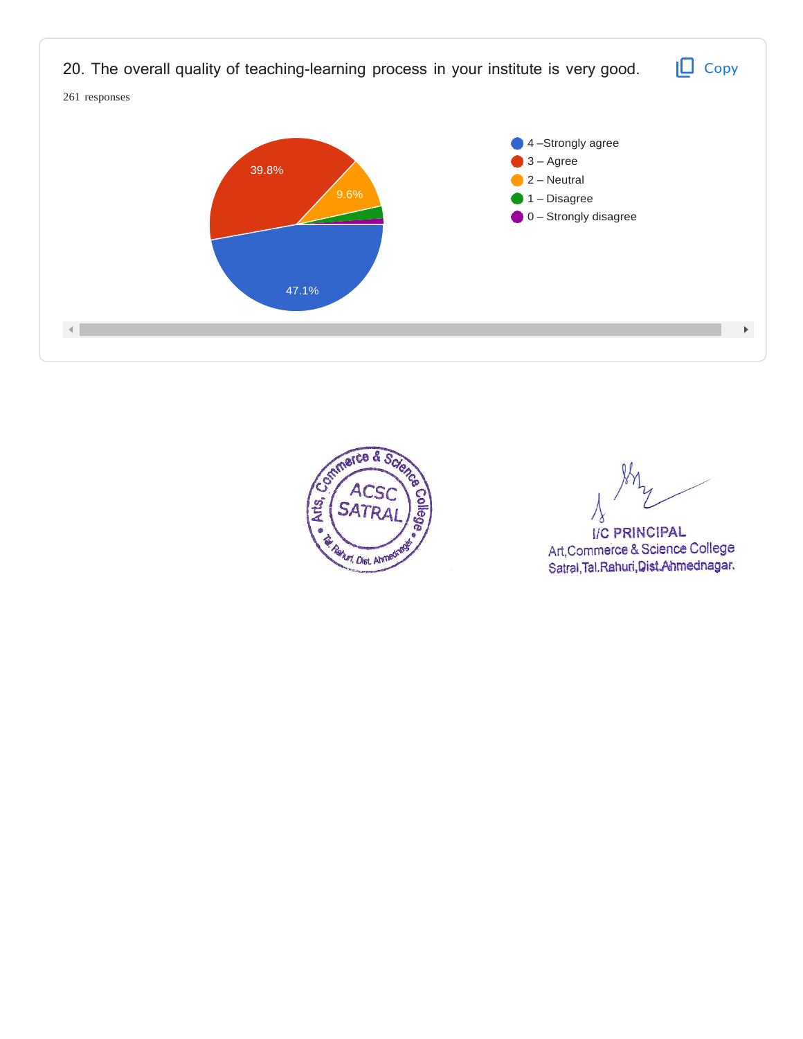20. The overall quality of teaching-learning process in your institute is very good.

261 responses

39.8%

9.6%

47.1%

4 –Strongly agree

3 – Agree

2 – Neutral

1 – Disagree

0 – Strongly disagree

Arts, Commerce & Science College
ACSC SATRAL
Tal. Rahuri, Dist. Ahmednagar

I/C PRINCIPAL
Art,Commerce & Science College
Satral,Tal.Rahuri,Dist.Ahmednagar.